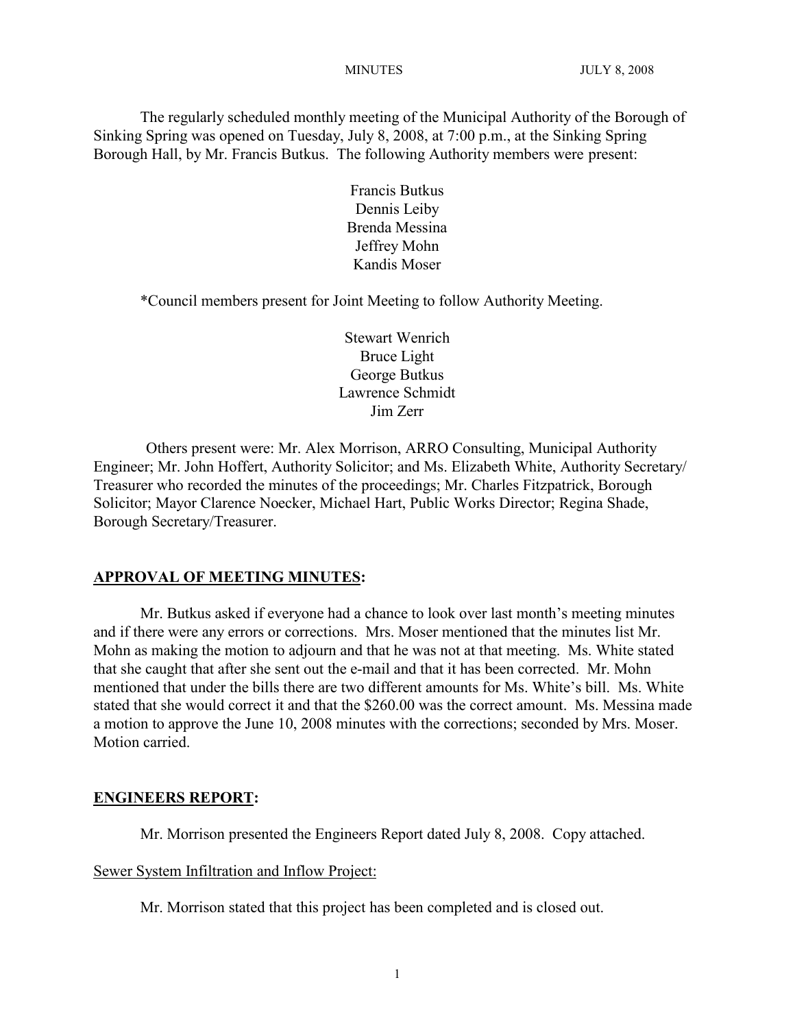The regularly scheduled monthly meeting of the Municipal Authority of the Borough of Sinking Spring was opened on Tuesday, July 8, 2008, at 7:00 p.m., at the Sinking Spring Borough Hall, by Mr. Francis Butkus. The following Authority members were present:

Francis Butkus
Dennis Leiby
Brenda Messina
Jeffrey Mohn
Kandis Moser

*Council members present for Joint Meeting to follow Authority Meeting.

Stewart Wenrich
Bruce Light
George Butkus
Lawrence Schmidt
Jim Zerr

Others present were: Mr. Alex Morrison, ARRO Consulting, Municipal Authority Engineer; Mr. John Hoffert, Authority Solicitor; and Ms. Elizabeth White, Authority Secretary/ Treasurer who recorded the minutes of the proceedings; Mr. Charles Fitzpatrick, Borough Solicitor; Mayor Clarence Noecker, Michael Hart, Public Works Director; Regina Shade, Borough Secretary/Treasurer.

## **APPROVAL OF MEETING MINUTES:**

Mr. Butkus asked if everyone had a chance to look over last month's meeting minutes and if there were any errors or corrections. Mrs. Moser mentioned that the minutes list Mr. Mohn as making the motion to adjourn and that he was not at that meeting. Ms. White stated that she caught that after she sent out the e-mail and that it has been corrected. Mr. Mohn mentioned that under the bills there are two different amounts for Ms. White's bill. Ms. White stated that she would correct it and that the $260.00 was the correct amount. Ms. Messina made a motion to approve the June 10, 2008 minutes with the corrections; seconded by Mrs. Moser. Motion carried.

## **ENGINEERS REPORT:**

Mr. Morrison presented the Engineers Report dated July 8, 2008. Copy attached.

### Sewer System Infiltration and Inflow Project:

Mr. Morrison stated that this project has been completed and is closed out.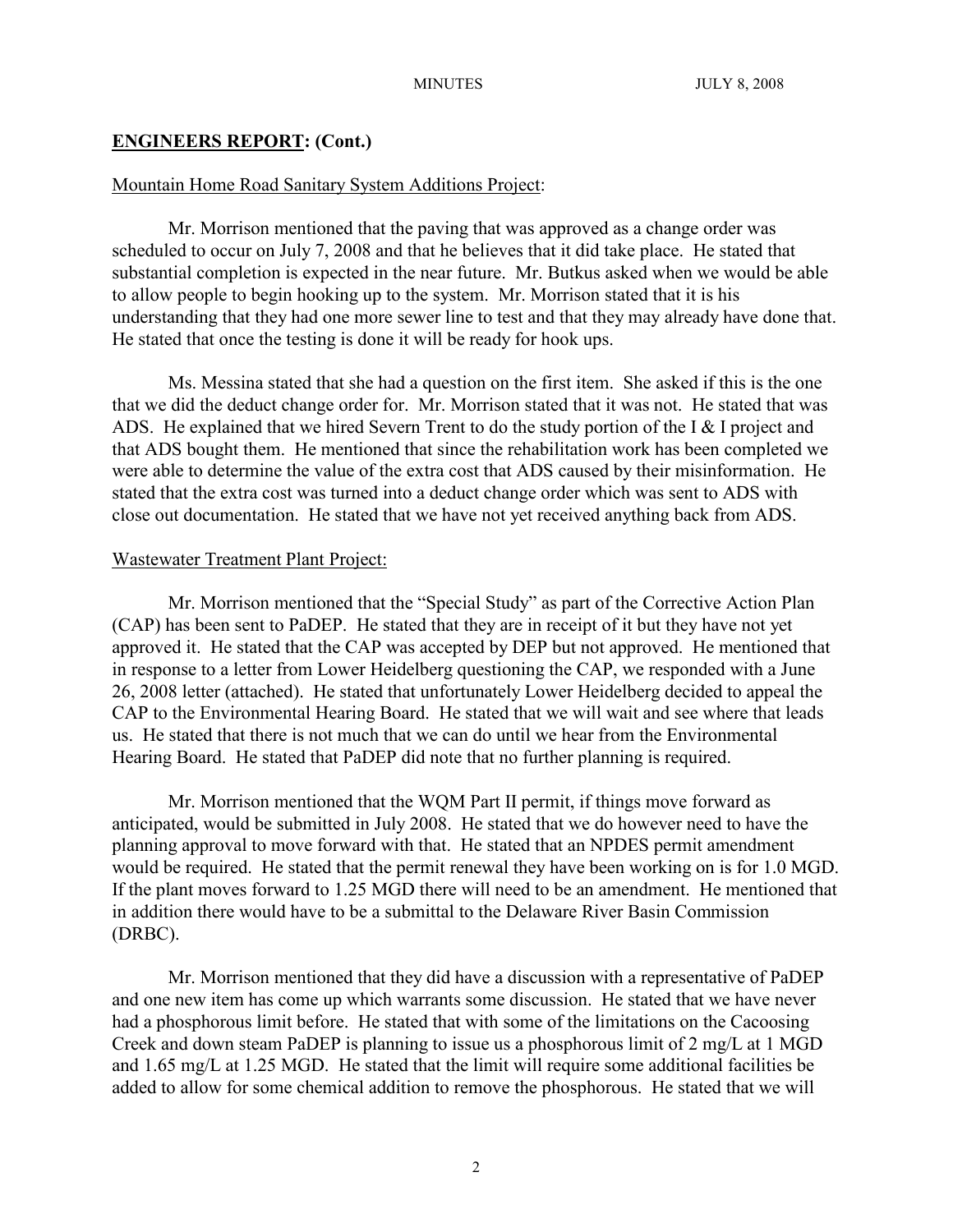## **ENGINEERS REPORT: (Cont.)**

Mountain Home Road Sanitary System Additions Project:

Mr. Morrison mentioned that the paving that was approved as a change order was scheduled to occur on July 7, 2008 and that he believes that it did take place. He stated that substantial completion is expected in the near future. Mr. Butkus asked when we would be able to allow people to begin hooking up to the system. Mr. Morrison stated that it is his understanding that they had one more sewer line to test and that they may already have done that. He stated that once the testing is done it will be ready for hook ups.

Ms. Messina stated that she had a question on the first item. She asked if this is the one that we did the deduct change order for. Mr. Morrison stated that it was not. He stated that was ADS. He explained that we hired Severn Trent to do the study portion of the I & I project and that ADS bought them. He mentioned that since the rehabilitation work has been completed we were able to determine the value of the extra cost that ADS caused by their misinformation. He stated that the extra cost was turned into a deduct change order which was sent to ADS with close out documentation. He stated that we have not yet received anything back from ADS.

Wastewater Treatment Plant Project:

Mr. Morrison mentioned that the "Special Study" as part of the Corrective Action Plan (CAP) has been sent to PaDEP. He stated that they are in receipt of it but they have not yet approved it. He stated that the CAP was accepted by DEP but not approved. He mentioned that in response to a letter from Lower Heidelberg questioning the CAP, we responded with a June 26, 2008 letter (attached). He stated that unfortunately Lower Heidelberg decided to appeal the CAP to the Environmental Hearing Board. He stated that we will wait and see where that leads us. He stated that there is not much that we can do until we hear from the Environmental Hearing Board. He stated that PaDEP did note that no further planning is required.

Mr. Morrison mentioned that the WQM Part II permit, if things move forward as anticipated, would be submitted in July 2008. He stated that we do however need to have the planning approval to move forward with that. He stated that an NPDES permit amendment would be required. He stated that the permit renewal they have been working on is for 1.0 MGD. If the plant moves forward to 1.25 MGD there will need to be an amendment. He mentioned that in addition there would have to be a submittal to the Delaware River Basin Commission (DRBC).

Mr. Morrison mentioned that they did have a discussion with a representative of PaDEP and one new item has come up which warrants some discussion. He stated that we have never had a phosphorous limit before. He stated that with some of the limitations on the Cacoosing Creek and down steam PaDEP is planning to issue us a phosphorous limit of 2 mg/L at 1 MGD and 1.65 mg/L at 1.25 MGD. He stated that the limit will require some additional facilities be added to allow for some chemical addition to remove the phosphorous. He stated that we will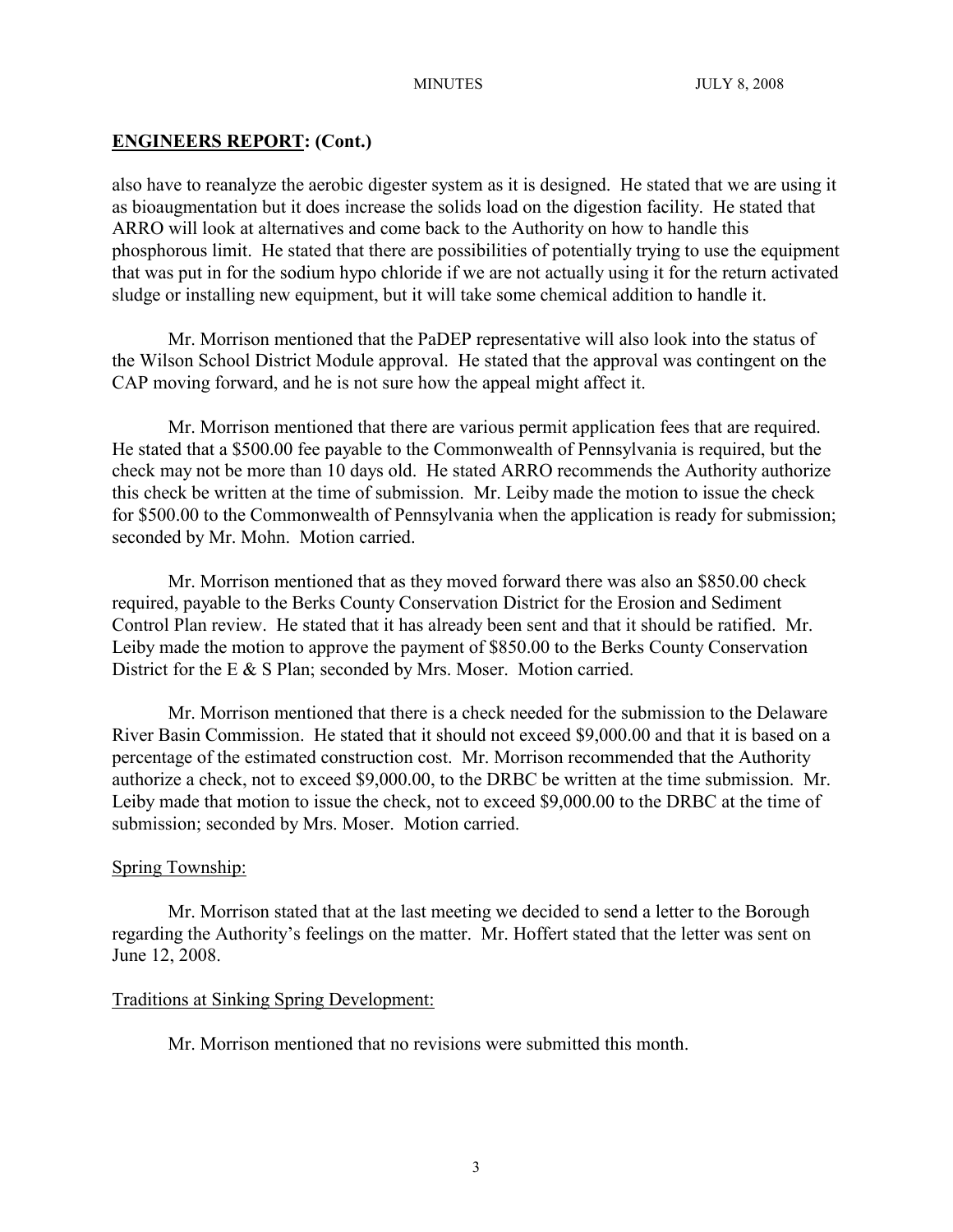## ENGINEERS REPORT: (Cont.)

also have to reanalyze the aerobic digester system as it is designed. He stated that we are using it as bioaugmentation but it does increase the solids load on the digestion facility. He stated that ARRO will look at alternatives and come back to the Authority on how to handle this phosphorous limit. He stated that there are possibilities of potentially trying to use the equipment that was put in for the sodium hypo chloride if we are not actually using it for the return activated sludge or installing new equipment, but it will take some chemical addition to handle it.

Mr. Morrison mentioned that the PaDEP representative will also look into the status of the Wilson School District Module approval. He stated that the approval was contingent on the CAP moving forward, and he is not sure how the appeal might affect it.

Mr. Morrison mentioned that there are various permit application fees that are required. He stated that a $500.00 fee payable to the Commonwealth of Pennsylvania is required, but the check may not be more than 10 days old. He stated ARRO recommends the Authority authorize this check be written at the time of submission. Mr. Leiby made the motion to issue the check for $500.00 to the Commonwealth of Pennsylvania when the application is ready for submission; seconded by Mr. Mohn. Motion carried.

Mr. Morrison mentioned that as they moved forward there was also an $850.00 check required, payable to the Berks County Conservation District for the Erosion and Sediment Control Plan review. He stated that it has already been sent and that it should be ratified. Mr. Leiby made the motion to approve the payment of $850.00 to the Berks County Conservation District for the E & S Plan; seconded by Mrs. Moser. Motion carried.

Mr. Morrison mentioned that there is a check needed for the submission to the Delaware River Basin Commission. He stated that it should not exceed $9,000.00 and that it is based on a percentage of the estimated construction cost. Mr. Morrison recommended that the Authority authorize a check, not to exceed $9,000.00, to the DRBC be written at the time submission. Mr. Leiby made that motion to issue the check, not to exceed $9,000.00 to the DRBC at the time of submission; seconded by Mrs. Moser. Motion carried.

Spring Township:

Mr. Morrison stated that at the last meeting we decided to send a letter to the Borough regarding the Authority's feelings on the matter. Mr. Hoffert stated that the letter was sent on June 12, 2008.

Traditions at Sinking Spring Development:

Mr. Morrison mentioned that no revisions were submitted this month.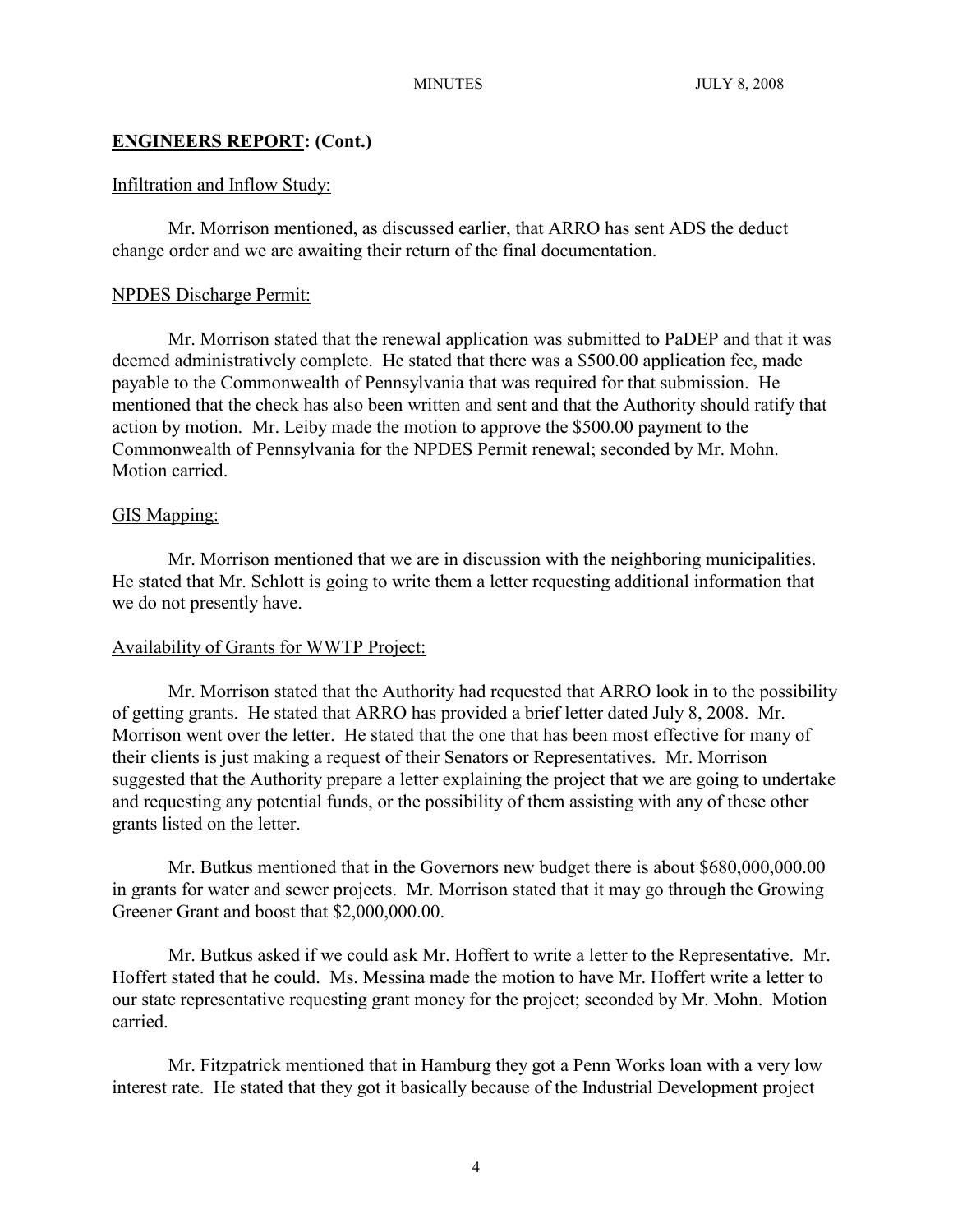## ENGINEERS REPORT: (Cont.)

Infiltration and Inflow Study:

Mr. Morrison mentioned, as discussed earlier, that ARRO has sent ADS the deduct change order and we are awaiting their return of the final documentation.

NPDES Discharge Permit:

Mr. Morrison stated that the renewal application was submitted to PaDEP and that it was deemed administratively complete. He stated that there was a $500.00 application fee, made payable to the Commonwealth of Pennsylvania that was required for that submission. He mentioned that the check has also been written and sent and that the Authority should ratify that action by motion. Mr. Leiby made the motion to approve the $500.00 payment to the Commonwealth of Pennsylvania for the NPDES Permit renewal; seconded by Mr. Mohn. Motion carried.

GIS Mapping:

Mr. Morrison mentioned that we are in discussion with the neighboring municipalities. He stated that Mr. Schlott is going to write them a letter requesting additional information that we do not presently have.

Availability of Grants for WWTP Project:

Mr. Morrison stated that the Authority had requested that ARRO look in to the possibility of getting grants. He stated that ARRO has provided a brief letter dated July 8, 2008. Mr. Morrison went over the letter. He stated that the one that has been most effective for many of their clients is just making a request of their Senators or Representatives. Mr. Morrison suggested that the Authority prepare a letter explaining the project that we are going to undertake and requesting any potential funds, or the possibility of them assisting with any of these other grants listed on the letter.

Mr. Butkus mentioned that in the Governors new budget there is about $680,000,000.00 in grants for water and sewer projects. Mr. Morrison stated that it may go through the Growing Greener Grant and boost that $2,000,000.00.

Mr. Butkus asked if we could ask Mr. Hoffert to write a letter to the Representative. Mr. Hoffert stated that he could. Ms. Messina made the motion to have Mr. Hoffert write a letter to our state representative requesting grant money for the project; seconded by Mr. Mohn. Motion carried.

Mr. Fitzpatrick mentioned that in Hamburg they got a Penn Works loan with a very low interest rate. He stated that they got it basically because of the Industrial Development project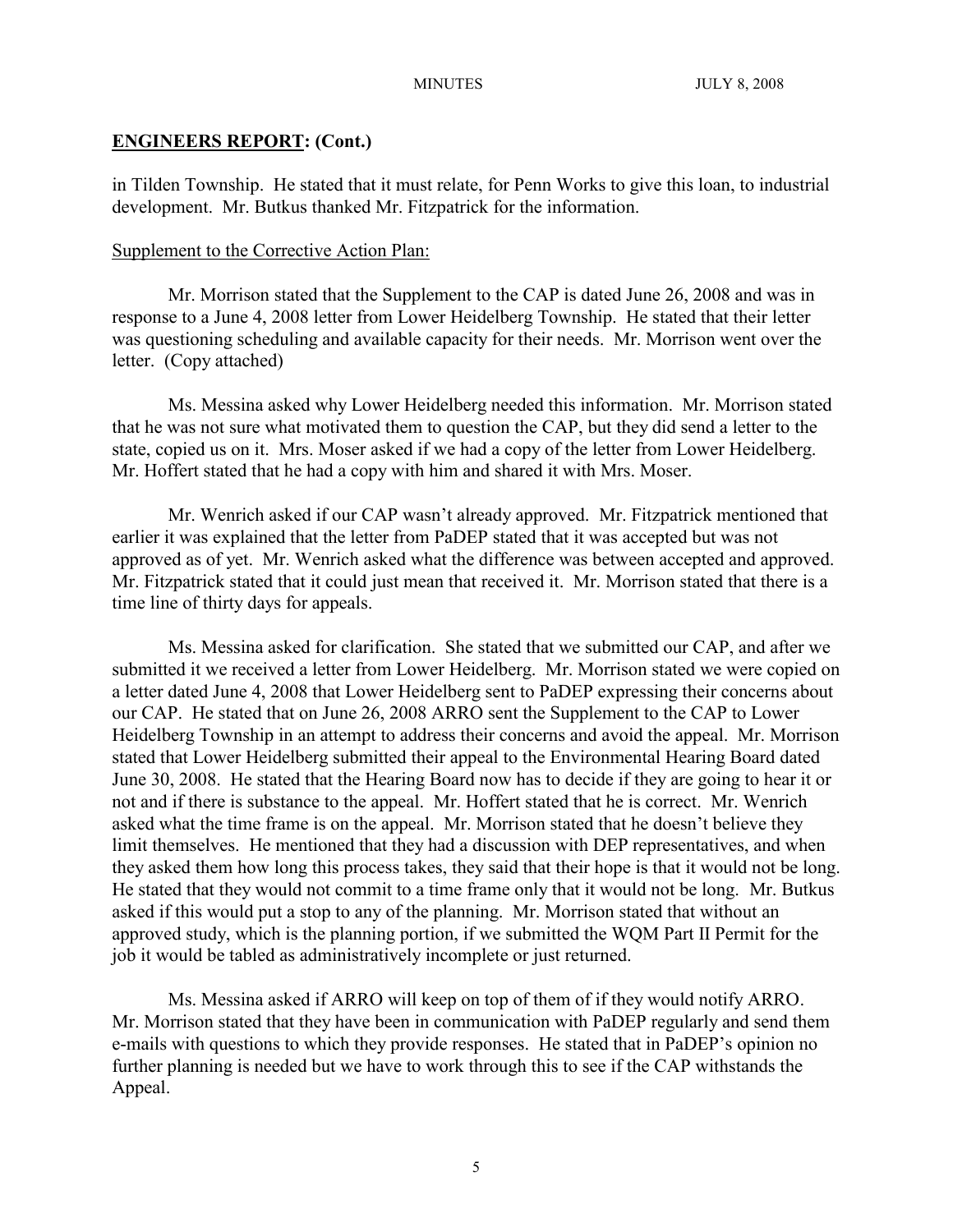## ENGINEERS REPORT: (Cont.)

in Tilden Township. He stated that it must relate, for Penn Works to give this loan, to industrial development. Mr. Butkus thanked Mr. Fitzpatrick for the information.

Supplement to the Corrective Action Plan:

Mr. Morrison stated that the Supplement to the CAP is dated June 26, 2008 and was in response to a June 4, 2008 letter from Lower Heidelberg Township. He stated that their letter was questioning scheduling and available capacity for their needs. Mr. Morrison went over the letter. (Copy attached)

Ms. Messina asked why Lower Heidelberg needed this information. Mr. Morrison stated that he was not sure what motivated them to question the CAP, but they did send a letter to the state, copied us on it. Mrs. Moser asked if we had a copy of the letter from Lower Heidelberg. Mr. Hoffert stated that he had a copy with him and shared it with Mrs. Moser.

Mr. Wenrich asked if our CAP wasn't already approved. Mr. Fitzpatrick mentioned that earlier it was explained that the letter from PaDEP stated that it was accepted but was not approved as of yet. Mr. Wenrich asked what the difference was between accepted and approved. Mr. Fitzpatrick stated that it could just mean that received it. Mr. Morrison stated that there is a time line of thirty days for appeals.

Ms. Messina asked for clarification. She stated that we submitted our CAP, and after we submitted it we received a letter from Lower Heidelberg. Mr. Morrison stated we were copied on a letter dated June 4, 2008 that Lower Heidelberg sent to PaDEP expressing their concerns about our CAP. He stated that on June 26, 2008 ARRO sent the Supplement to the CAP to Lower Heidelberg Township in an attempt to address their concerns and avoid the appeal. Mr. Morrison stated that Lower Heidelberg submitted their appeal to the Environmental Hearing Board dated June 30, 2008. He stated that the Hearing Board now has to decide if they are going to hear it or not and if there is substance to the appeal. Mr. Hoffert stated that he is correct. Mr. Wenrich asked what the time frame is on the appeal. Mr. Morrison stated that he doesn't believe they limit themselves. He mentioned that they had a discussion with DEP representatives, and when they asked them how long this process takes, they said that their hope is that it would not be long. He stated that they would not commit to a time frame only that it would not be long. Mr. Butkus asked if this would put a stop to any of the planning. Mr. Morrison stated that without an approved study, which is the planning portion, if we submitted the WQM Part II Permit for the job it would be tabled as administratively incomplete or just returned.

Ms. Messina asked if ARRO will keep on top of them of if they would notify ARRO. Mr. Morrison stated that they have been in communication with PaDEP regularly and send them e-mails with questions to which they provide responses. He stated that in PaDEP's opinion no further planning is needed but we have to work through this to see if the CAP withstands the Appeal.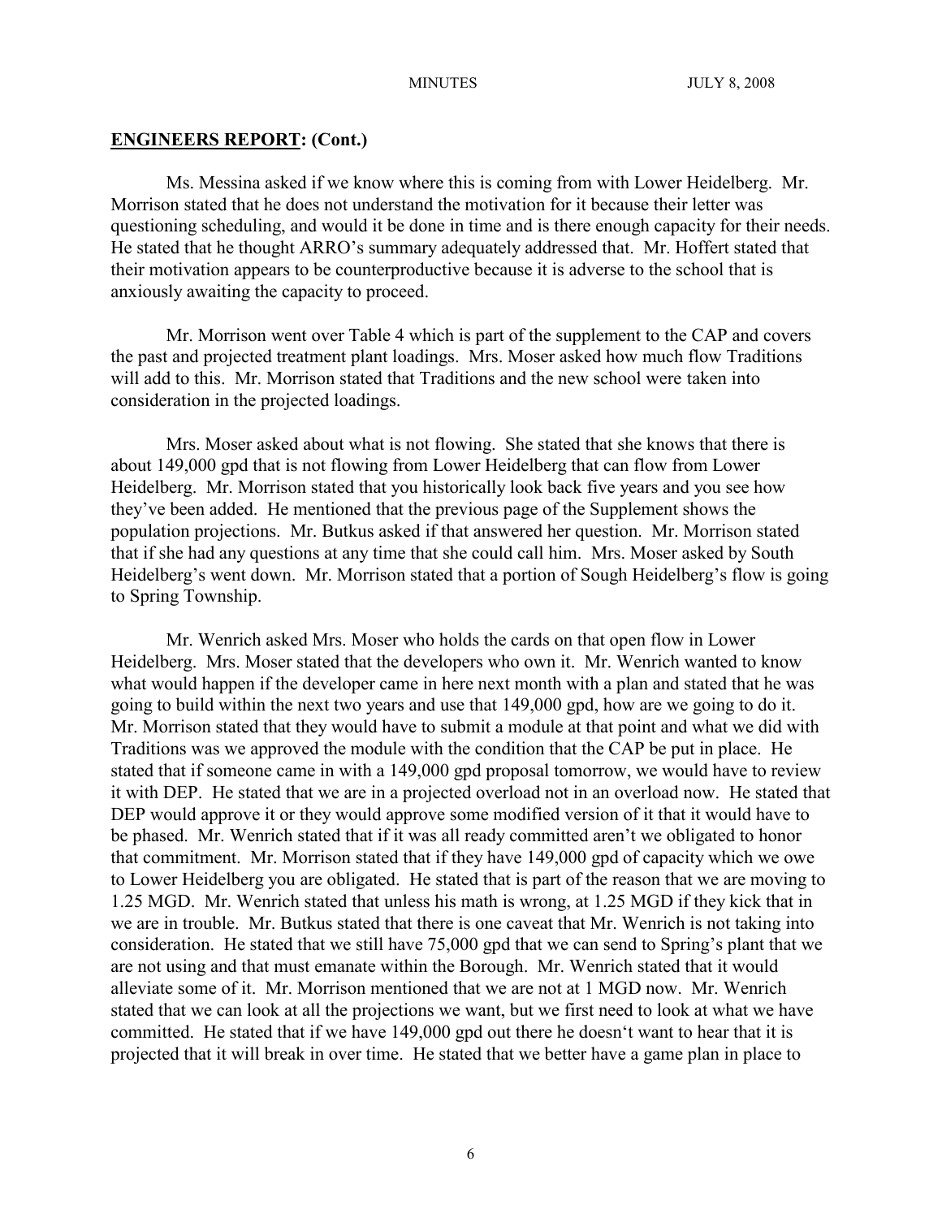## ENGINEERS REPORT: (Cont.)

Ms. Messina asked if we know where this is coming from with Lower Heidelberg. Mr. Morrison stated that he does not understand the motivation for it because their letter was questioning scheduling, and would it be done in time and is there enough capacity for their needs. He stated that he thought ARRO's summary adequately addressed that. Mr. Hoffert stated that their motivation appears to be counterproductive because it is adverse to the school that is anxiously awaiting the capacity to proceed.

Mr. Morrison went over Table 4 which is part of the supplement to the CAP and covers the past and projected treatment plant loadings. Mrs. Moser asked how much flow Traditions will add to this. Mr. Morrison stated that Traditions and the new school were taken into consideration in the projected loadings.

Mrs. Moser asked about what is not flowing. She stated that she knows that there is about 149,000 gpd that is not flowing from Lower Heidelberg that can flow from Lower Heidelberg. Mr. Morrison stated that you historically look back five years and you see how they've been added. He mentioned that the previous page of the Supplement shows the population projections. Mr. Butkus asked if that answered her question. Mr. Morrison stated that if she had any questions at any time that she could call him. Mrs. Moser asked by South Heidelberg's went down. Mr. Morrison stated that a portion of Sough Heidelberg's flow is going to Spring Township.

Mr. Wenrich asked Mrs. Moser who holds the cards on that open flow in Lower Heidelberg. Mrs. Moser stated that the developers who own it. Mr. Wenrich wanted to know what would happen if the developer came in here next month with a plan and stated that he was going to build within the next two years and use that 149,000 gpd, how are we going to do it. Mr. Morrison stated that they would have to submit a module at that point and what we did with Traditions was we approved the module with the condition that the CAP be put in place. He stated that if someone came in with a 149,000 gpd proposal tomorrow, we would have to review it with DEP. He stated that we are in a projected overload not in an overload now. He stated that DEP would approve it or they would approve some modified version of it that it would have to be phased. Mr. Wenrich stated that if it was all ready committed aren't we obligated to honor that commitment. Mr. Morrison stated that if they have 149,000 gpd of capacity which we owe to Lower Heidelberg you are obligated. He stated that is part of the reason that we are moving to 1.25 MGD. Mr. Wenrich stated that unless his math is wrong, at 1.25 MGD if they kick that in we are in trouble. Mr. Butkus stated that there is one caveat that Mr. Wenrich is not taking into consideration. He stated that we still have 75,000 gpd that we can send to Spring's plant that we are not using and that must emanate within the Borough. Mr. Wenrich stated that it would alleviate some of it. Mr. Morrison mentioned that we are not at 1 MGD now. Mr. Wenrich stated that we can look at all the projections we want, but we first need to look at what we have committed. He stated that if we have 149,000 gpd out there he doesn't want to hear that it is projected that it will break in over time. He stated that we better have a game plan in place to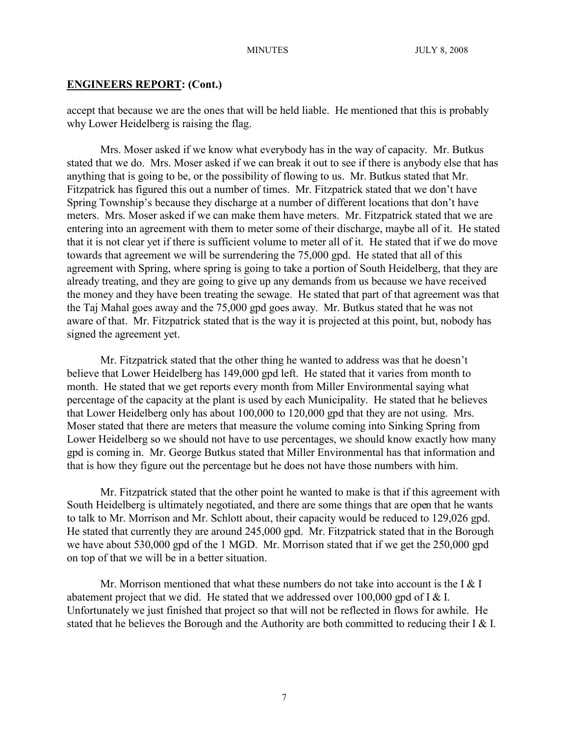## **ENGINEERS REPORT: (Cont.)**

accept that because we are the ones that will be held liable. He mentioned that this is probably why Lower Heidelberg is raising the flag.

Mrs. Moser asked if we know what everybody has in the way of capacity. Mr. Butkus stated that we do. Mrs. Moser asked if we can break it out to see if there is anybody else that has anything that is going to be, or the possibility of flowing to us. Mr. Butkus stated that Mr. Fitzpatrick has figured this out a number of times. Mr. Fitzpatrick stated that we don't have Spring Township's because they discharge at a number of different locations that don't have meters. Mrs. Moser asked if we can make them have meters. Mr. Fitzpatrick stated that we are entering into an agreement with them to meter some of their discharge, maybe all of it. He stated that it is not clear yet if there is sufficient volume to meter all of it. He stated that if we do move towards that agreement we will be surrendering the 75,000 gpd. He stated that all of this agreement with Spring, where spring is going to take a portion of South Heidelberg, that they are already treating, and they are going to give up any demands from us because we have received the money and they have been treating the sewage. He stated that part of that agreement was that the Taj Mahal goes away and the 75,000 gpd goes away. Mr. Butkus stated that he was not aware of that. Mr. Fitzpatrick stated that is the way it is projected at this point, but, nobody has signed the agreement yet.

Mr. Fitzpatrick stated that the other thing he wanted to address was that he doesn't believe that Lower Heidelberg has 149,000 gpd left. He stated that it varies from month to month. He stated that we get reports every month from Miller Environmental saying what percentage of the capacity at the plant is used by each Municipality. He stated that he believes that Lower Heidelberg only has about 100,000 to 120,000 gpd that they are not using. Mrs. Moser stated that there are meters that measure the volume coming into Sinking Spring from Lower Heidelberg so we should not have to use percentages, we should know exactly how many gpd is coming in. Mr. George Butkus stated that Miller Environmental has that information and that is how they figure out the percentage but he does not have those numbers with him.

Mr. Fitzpatrick stated that the other point he wanted to make is that if this agreement with South Heidelberg is ultimately negotiated, and there are some things that are open that he wants to talk to Mr. Morrison and Mr. Schlott about, their capacity would be reduced to 129,026 gpd. He stated that currently they are around 245,000 gpd. Mr. Fitzpatrick stated that in the Borough we have about 530,000 gpd of the 1 MGD. Mr. Morrison stated that if we get the 250,000 gpd on top of that we will be in a better situation.

Mr. Morrison mentioned that what these numbers do not take into account is the I & I abatement project that we did. He stated that we addressed over 100,000 gpd of I & I. Unfortunately we just finished that project so that will not be reflected in flows for awhile. He stated that he believes the Borough and the Authority are both committed to reducing their I & I.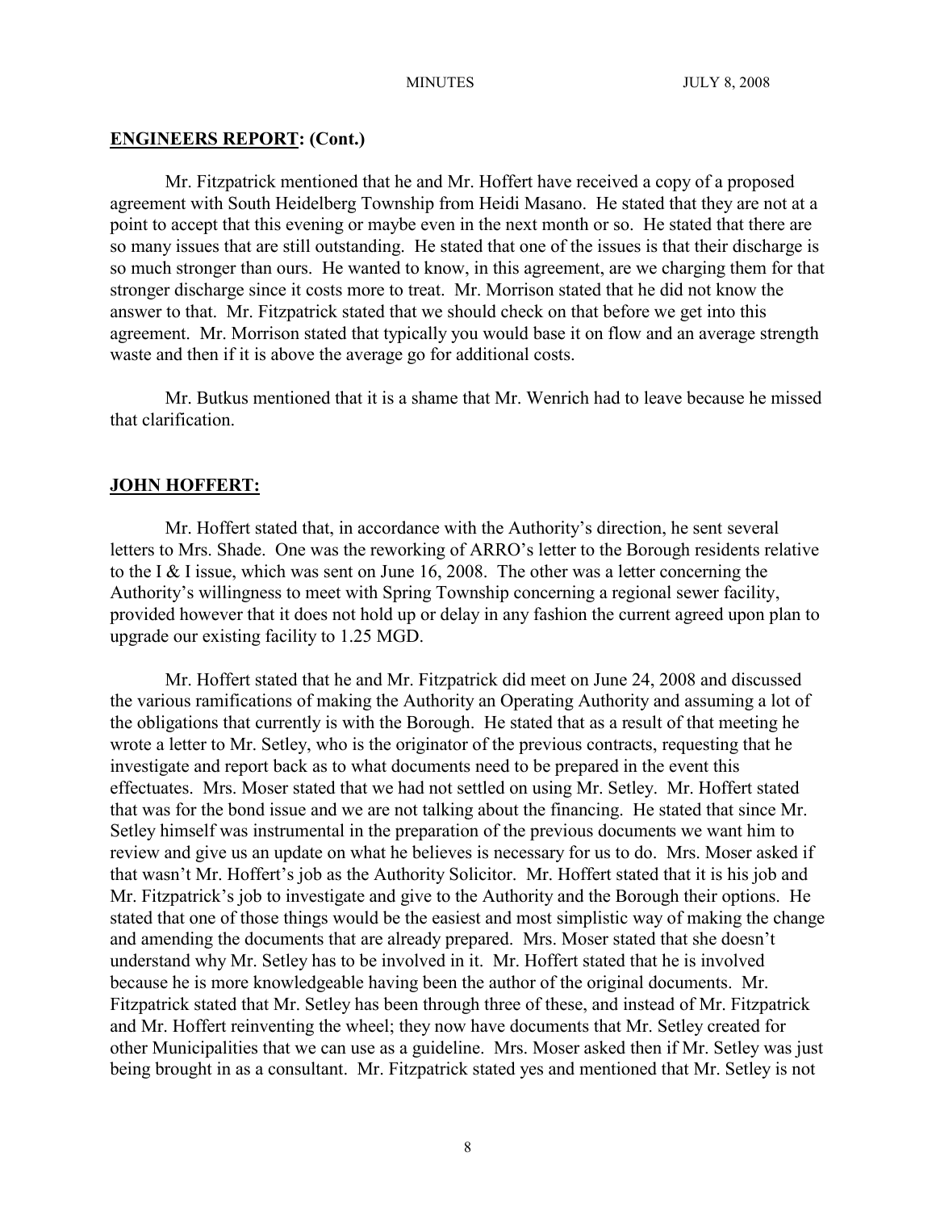## ENGINEERS REPORT: (Cont.)

Mr. Fitzpatrick mentioned that he and Mr. Hoffert have received a copy of a proposed agreement with South Heidelberg Township from Heidi Masano. He stated that they are not at a point to accept that this evening or maybe even in the next month or so. He stated that there are so many issues that are still outstanding. He stated that one of the issues is that their discharge is so much stronger than ours. He wanted to know, in this agreement, are we charging them for that stronger discharge since it costs more to treat. Mr. Morrison stated that he did not know the answer to that. Mr. Fitzpatrick stated that we should check on that before we get into this agreement. Mr. Morrison stated that typically you would base it on flow and an average strength waste and then if it is above the average go for additional costs.

Mr. Butkus mentioned that it is a shame that Mr. Wenrich had to leave because he missed that clarification.

## JOHN HOFFERT:

Mr. Hoffert stated that, in accordance with the Authority's direction, he sent several letters to Mrs. Shade. One was the reworking of ARRO's letter to the Borough residents relative to the I & I issue, which was sent on June 16, 2008. The other was a letter concerning the Authority's willingness to meet with Spring Township concerning a regional sewer facility, provided however that it does not hold up or delay in any fashion the current agreed upon plan to upgrade our existing facility to 1.25 MGD.

Mr. Hoffert stated that he and Mr. Fitzpatrick did meet on June 24, 2008 and discussed the various ramifications of making the Authority an Operating Authority and assuming a lot of the obligations that currently is with the Borough. He stated that as a result of that meeting he wrote a letter to Mr. Setley, who is the originator of the previous contracts, requesting that he investigate and report back as to what documents need to be prepared in the event this effectuates. Mrs. Moser stated that we had not settled on using Mr. Setley. Mr. Hoffert stated that was for the bond issue and we are not talking about the financing. He stated that since Mr. Setley himself was instrumental in the preparation of the previous documents we want him to review and give us an update on what he believes is necessary for us to do. Mrs. Moser asked if that wasn't Mr. Hoffert's job as the Authority Solicitor. Mr. Hoffert stated that it is his job and Mr. Fitzpatrick's job to investigate and give to the Authority and the Borough their options. He stated that one of those things would be the easiest and most simplistic way of making the change and amending the documents that are already prepared. Mrs. Moser stated that she doesn't understand why Mr. Setley has to be involved in it. Mr. Hoffert stated that he is involved because he is more knowledgeable having been the author of the original documents. Mr. Fitzpatrick stated that Mr. Setley has been through three of these, and instead of Mr. Fitzpatrick and Mr. Hoffert reinventing the wheel; they now have documents that Mr. Setley created for other Municipalities that we can use as a guideline. Mrs. Moser asked then if Mr. Setley was just being brought in as a consultant. Mr. Fitzpatrick stated yes and mentioned that Mr. Setley is not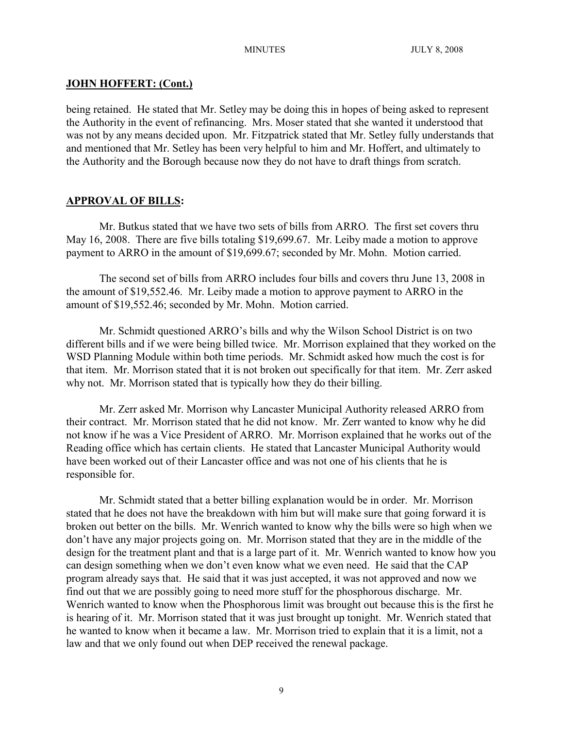## **JOHN HOFFERT: (Cont.)**

being retained. He stated that Mr. Setley may be doing this in hopes of being asked to represent the Authority in the event of refinancing. Mrs. Moser stated that she wanted it understood that was not by any means decided upon. Mr. Fitzpatrick stated that Mr. Setley fully understands that and mentioned that Mr. Setley has been very helpful to him and Mr. Hoffert, and ultimately to the Authority and the Borough because now they do not have to draft things from scratch.

## **APPROVAL OF BILLS:**

Mr. Butkus stated that we have two sets of bills from ARRO. The first set covers thru May 16, 2008. There are five bills totaling $19,699.67. Mr. Leiby made a motion to approve payment to ARRO in the amount of $19,699.67; seconded by Mr. Mohn. Motion carried.

The second set of bills from ARRO includes four bills and covers thru June 13, 2008 in the amount of $19,552.46. Mr. Leiby made a motion to approve payment to ARRO in the amount of $19,552.46; seconded by Mr. Mohn. Motion carried.

Mr. Schmidt questioned ARRO's bills and why the Wilson School District is on two different bills and if we were being billed twice. Mr. Morrison explained that they worked on the WSD Planning Module within both time periods. Mr. Schmidt asked how much the cost is for that item. Mr. Morrison stated that it is not broken out specifically for that item. Mr. Zerr asked why not. Mr. Morrison stated that is typically how they do their billing.

Mr. Zerr asked Mr. Morrison why Lancaster Municipal Authority released ARRO from their contract. Mr. Morrison stated that he did not know. Mr. Zerr wanted to know why he did not know if he was a Vice President of ARRO. Mr. Morrison explained that he works out of the Reading office which has certain clients. He stated that Lancaster Municipal Authority would have been worked out of their Lancaster office and was not one of his clients that he is responsible for.

Mr. Schmidt stated that a better billing explanation would be in order. Mr. Morrison stated that he does not have the breakdown with him but will make sure that going forward it is broken out better on the bills. Mr. Wenrich wanted to know why the bills were so high when we don't have any major projects going on. Mr. Morrison stated that they are in the middle of the design for the treatment plant and that is a large part of it. Mr. Wenrich wanted to know how you can design something when we don't even know what we even need. He said that the CAP program already says that. He said that it was just accepted, it was not approved and now we find out that we are possibly going to need more stuff for the phosphorous discharge. Mr. Wenrich wanted to know when the Phosphorous limit was brought out because this is the first he is hearing of it. Mr. Morrison stated that it was just brought up tonight. Mr. Wenrich stated that he wanted to know when it became a law. Mr. Morrison tried to explain that it is a limit, not a law and that we only found out when DEP received the renewal package.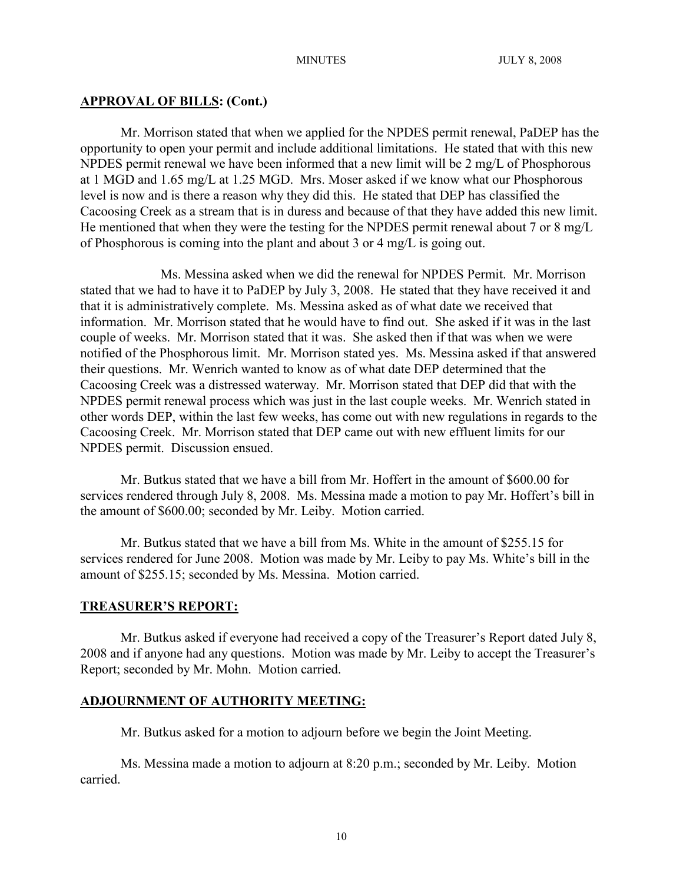## APPROVAL OF BILLS: (Cont.)

Mr. Morrison stated that when we applied for the NPDES permit renewal, PaDEP has the opportunity to open your permit and include additional limitations. He stated that with this new NPDES permit renewal we have been informed that a new limit will be 2 mg/L of Phosphorous at 1 MGD and 1.65 mg/L at 1.25 MGD. Mrs. Moser asked if we know what our Phosphorous level is now and is there a reason why they did this. He stated that DEP has classified the Cacoosing Creek as a stream that is in duress and because of that they have added this new limit. He mentioned that when they were the testing for the NPDES permit renewal about 7 or 8 mg/L of Phosphorous is coming into the plant and about 3 or 4 mg/L is going out.

Ms. Messina asked when we did the renewal for NPDES Permit. Mr. Morrison stated that we had to have it to PaDEP by July 3, 2008. He stated that they have received it and that it is administratively complete. Ms. Messina asked as of what date we received that information. Mr. Morrison stated that he would have to find out. She asked if it was in the last couple of weeks. Mr. Morrison stated that it was. She asked then if that was when we were notified of the Phosphorous limit. Mr. Morrison stated yes. Ms. Messina asked if that answered their questions. Mr. Wenrich wanted to know as of what date DEP determined that the Cacoosing Creek was a distressed waterway. Mr. Morrison stated that DEP did that with the NPDES permit renewal process which was just in the last couple weeks. Mr. Wenrich stated in other words DEP, within the last few weeks, has come out with new regulations in regards to the Cacoosing Creek. Mr. Morrison stated that DEP came out with new effluent limits for our NPDES permit. Discussion ensued.

Mr. Butkus stated that we have a bill from Mr. Hoffert in the amount of $600.00 for services rendered through July 8, 2008. Ms. Messina made a motion to pay Mr. Hoffert's bill in the amount of $600.00; seconded by Mr. Leiby. Motion carried.

Mr. Butkus stated that we have a bill from Ms. White in the amount of $255.15 for services rendered for June 2008. Motion was made by Mr. Leiby to pay Ms. White's bill in the amount of $255.15; seconded by Ms. Messina. Motion carried.

## TREASURER'S REPORT:

Mr. Butkus asked if everyone had received a copy of the Treasurer's Report dated July 8, 2008 and if anyone had any questions. Motion was made by Mr. Leiby to accept the Treasurer's Report; seconded by Mr. Mohn. Motion carried.

## ADJOURNMENT OF AUTHORITY MEETING:

Mr. Butkus asked for a motion to adjourn before we begin the Joint Meeting.

Ms. Messina made a motion to adjourn at 8:20 p.m.; seconded by Mr. Leiby. Motion carried.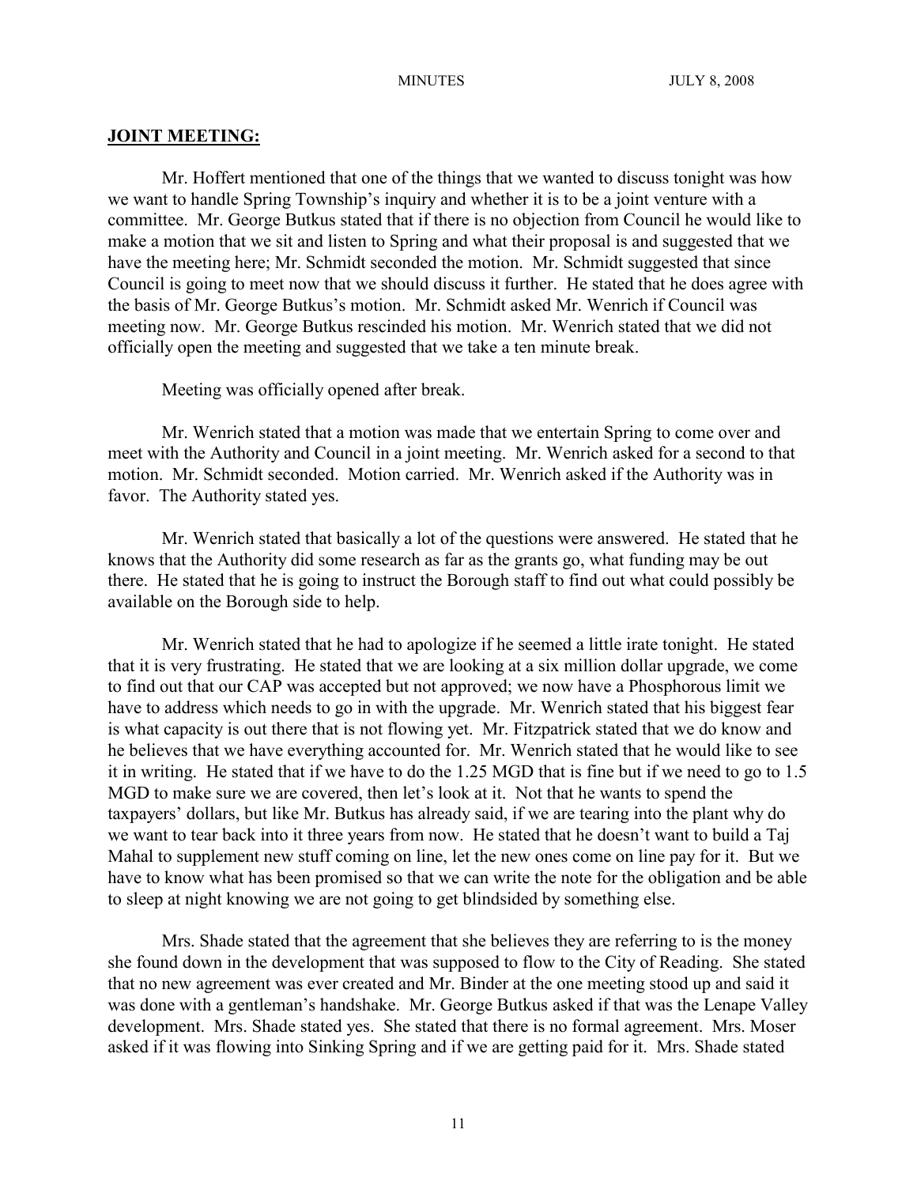## JOINT MEETING:

Mr. Hoffert mentioned that one of the things that we wanted to discuss tonight was how we want to handle Spring Township's inquiry and whether it is to be a joint venture with a committee. Mr. George Butkus stated that if there is no objection from Council he would like to make a motion that we sit and listen to Spring and what their proposal is and suggested that we have the meeting here; Mr. Schmidt seconded the motion. Mr. Schmidt suggested that since Council is going to meet now that we should discuss it further. He stated that he does agree with the basis of Mr. George Butkus's motion. Mr. Schmidt asked Mr. Wenrich if Council was meeting now. Mr. George Butkus rescinded his motion. Mr. Wenrich stated that we did not officially open the meeting and suggested that we take a ten minute break.

Meeting was officially opened after break.

Mr. Wenrich stated that a motion was made that we entertain Spring to come over and meet with the Authority and Council in a joint meeting. Mr. Wenrich asked for a second to that motion. Mr. Schmidt seconded. Motion carried. Mr. Wenrich asked if the Authority was in favor. The Authority stated yes.

Mr. Wenrich stated that basically a lot of the questions were answered. He stated that he knows that the Authority did some research as far as the grants go, what funding may be out there. He stated that he is going to instruct the Borough staff to find out what could possibly be available on the Borough side to help.

Mr. Wenrich stated that he had to apologize if he seemed a little irate tonight. He stated that it is very frustrating. He stated that we are looking at a six million dollar upgrade, we come to find out that our CAP was accepted but not approved; we now have a Phosphorous limit we have to address which needs to go in with the upgrade. Mr. Wenrich stated that his biggest fear is what capacity is out there that is not flowing yet. Mr. Fitzpatrick stated that we do know and he believes that we have everything accounted for. Mr. Wenrich stated that he would like to see it in writing. He stated that if we have to do the 1.25 MGD that is fine but if we need to go to 1.5 MGD to make sure we are covered, then let's look at it. Not that he wants to spend the taxpayers' dollars, but like Mr. Butkus has already said, if we are tearing into the plant why do we want to tear back into it three years from now. He stated that he doesn't want to build a Taj Mahal to supplement new stuff coming on line, let the new ones come on line pay for it. But we have to know what has been promised so that we can write the note for the obligation and be able to sleep at night knowing we are not going to get blindsided by something else.

Mrs. Shade stated that the agreement that she believes they are referring to is the money she found down in the development that was supposed to flow to the City of Reading. She stated that no new agreement was ever created and Mr. Binder at the one meeting stood up and said it was done with a gentleman's handshake. Mr. George Butkus asked if that was the Lenape Valley development. Mrs. Shade stated yes. She stated that there is no formal agreement. Mrs. Moser asked if it was flowing into Sinking Spring and if we are getting paid for it. Mrs. Shade stated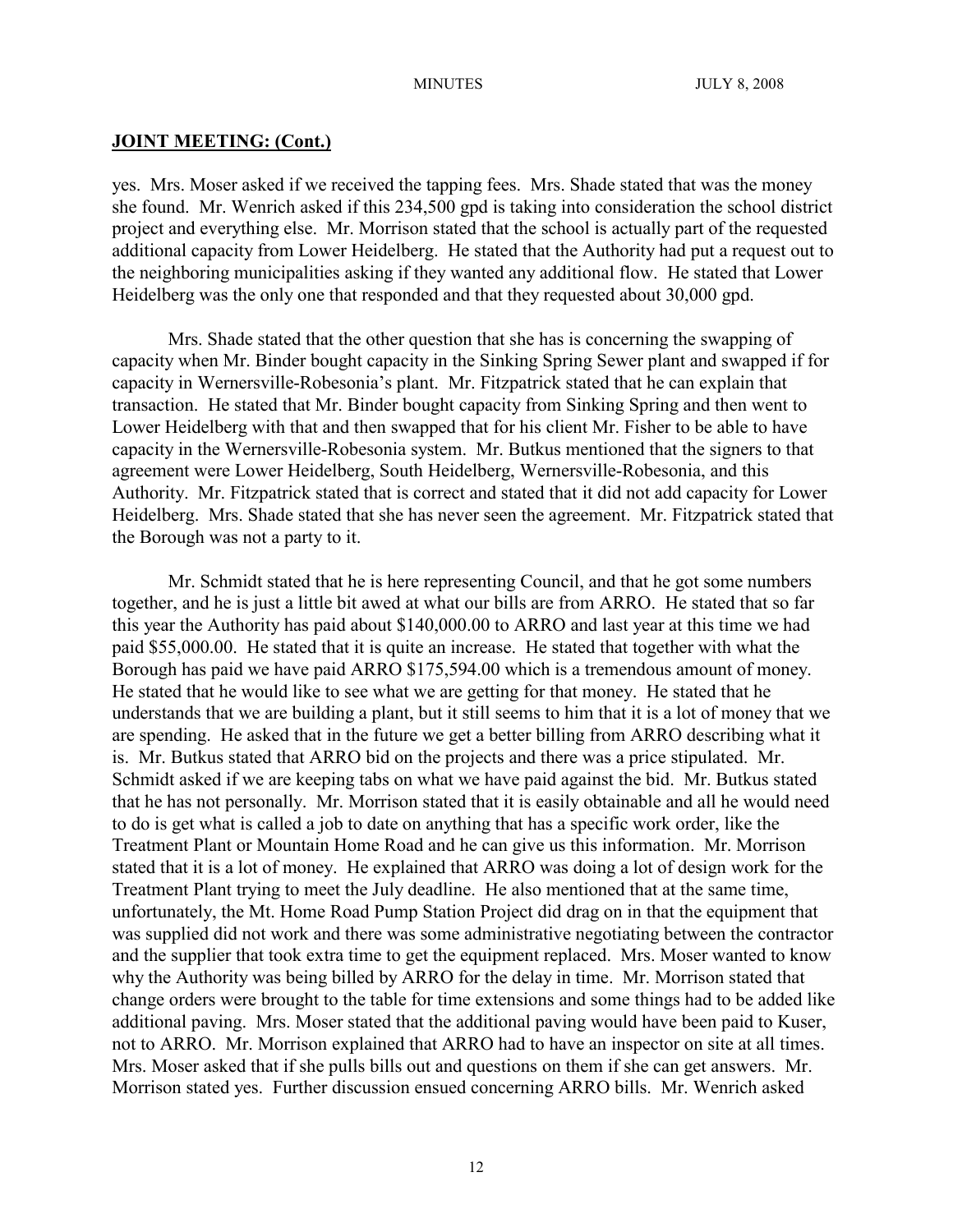## JOINT MEETING: (Cont.)

yes. Mrs. Moser asked if we received the tapping fees. Mrs. Shade stated that was the money she found. Mr. Wenrich asked if this 234,500 gpd is taking into consideration the school district project and everything else. Mr. Morrison stated that the school is actually part of the requested additional capacity from Lower Heidelberg. He stated that the Authority had put a request out to the neighboring municipalities asking if they wanted any additional flow. He stated that Lower Heidelberg was the only one that responded and that they requested about 30,000 gpd.

Mrs. Shade stated that the other question that she has is concerning the swapping of capacity when Mr. Binder bought capacity in the Sinking Spring Sewer plant and swapped if for capacity in Wernersville-Robesonia's plant. Mr. Fitzpatrick stated that he can explain that transaction. He stated that Mr. Binder bought capacity from Sinking Spring and then went to Lower Heidelberg with that and then swapped that for his client Mr. Fisher to be able to have capacity in the Wernersville-Robesonia system. Mr. Butkus mentioned that the signers to that agreement were Lower Heidelberg, South Heidelberg, Wernersville-Robesonia, and this Authority. Mr. Fitzpatrick stated that is correct and stated that it did not add capacity for Lower Heidelberg. Mrs. Shade stated that she has never seen the agreement. Mr. Fitzpatrick stated that the Borough was not a party to it.

Mr. Schmidt stated that he is here representing Council, and that he got some numbers together, and he is just a little bit awed at what our bills are from ARRO. He stated that so far this year the Authority has paid about $140,000.00 to ARRO and last year at this time we had paid $55,000.00. He stated that it is quite an increase. He stated that together with what the Borough has paid we have paid ARRO $175,594.00 which is a tremendous amount of money. He stated that he would like to see what we are getting for that money. He stated that he understands that we are building a plant, but it still seems to him that it is a lot of money that we are spending. He asked that in the future we get a better billing from ARRO describing what it is. Mr. Butkus stated that ARRO bid on the projects and there was a price stipulated. Mr. Schmidt asked if we are keeping tabs on what we have paid against the bid. Mr. Butkus stated that he has not personally. Mr. Morrison stated that it is easily obtainable and all he would need to do is get what is called a job to date on anything that has a specific work order, like the Treatment Plant or Mountain Home Road and he can give us this information. Mr. Morrison stated that it is a lot of money. He explained that ARRO was doing a lot of design work for the Treatment Plant trying to meet the July deadline. He also mentioned that at the same time, unfortunately, the Mt. Home Road Pump Station Project did drag on in that the equipment that was supplied did not work and there was some administrative negotiating between the contractor and the supplier that took extra time to get the equipment replaced. Mrs. Moser wanted to know why the Authority was being billed by ARRO for the delay in time. Mr. Morrison stated that change orders were brought to the table for time extensions and some things had to be added like additional paving. Mrs. Moser stated that the additional paving would have been paid to Kuser, not to ARRO. Mr. Morrison explained that ARRO had to have an inspector on site at all times. Mrs. Moser asked that if she pulls bills out and questions on them if she can get answers. Mr. Morrison stated yes. Further discussion ensued concerning ARRO bills. Mr. Wenrich asked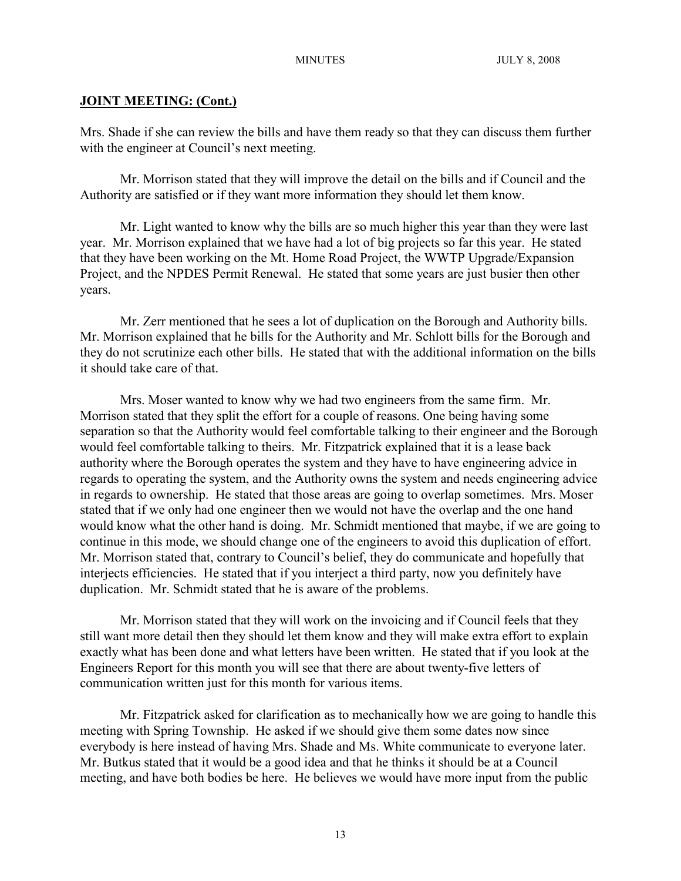## **JOINT MEETING: (Cont.)**

Mrs. Shade if she can review the bills and have them ready so that they can discuss them further with the engineer at Council's next meeting.

Mr. Morrison stated that they will improve the detail on the bills and if Council and the Authority are satisfied or if they want more information they should let them know.

Mr. Light wanted to know why the bills are so much higher this year than they were last year. Mr. Morrison explained that we have had a lot of big projects so far this year. He stated that they have been working on the Mt. Home Road Project, the WWTP Upgrade/Expansion Project, and the NPDES Permit Renewal. He stated that some years are just busier then other years.

Mr. Zerr mentioned that he sees a lot of duplication on the Borough and Authority bills. Mr. Morrison explained that he bills for the Authority and Mr. Schlott bills for the Borough and they do not scrutinize each other bills. He stated that with the additional information on the bills it should take care of that.

Mrs. Moser wanted to know why we had two engineers from the same firm. Mr. Morrison stated that they split the effort for a couple of reasons. One being having some separation so that the Authority would feel comfortable talking to their engineer and the Borough would feel comfortable talking to theirs. Mr. Fitzpatrick explained that it is a lease back authority where the Borough operates the system and they have to have engineering advice in regards to operating the system, and the Authority owns the system and needs engineering advice in regards to ownership. He stated that those areas are going to overlap sometimes. Mrs. Moser stated that if we only had one engineer then we would not have the overlap and the one hand would know what the other hand is doing. Mr. Schmidt mentioned that maybe, if we are going to continue in this mode, we should change one of the engineers to avoid this duplication of effort. Mr. Morrison stated that, contrary to Council's belief, they do communicate and hopefully that interjects efficiencies. He stated that if you interject a third party, now you definitely have duplication. Mr. Schmidt stated that he is aware of the problems.

Mr. Morrison stated that they will work on the invoicing and if Council feels that they still want more detail then they should let them know and they will make extra effort to explain exactly what has been done and what letters have been written. He stated that if you look at the Engineers Report for this month you will see that there are about twenty-five letters of communication written just for this month for various items.

Mr. Fitzpatrick asked for clarification as to mechanically how we are going to handle this meeting with Spring Township. He asked if we should give them some dates now since everybody is here instead of having Mrs. Shade and Ms. White communicate to everyone later. Mr. Butkus stated that it would be a good idea and that he thinks it should be at a Council meeting, and have both bodies be here. He believes we would have more input from the public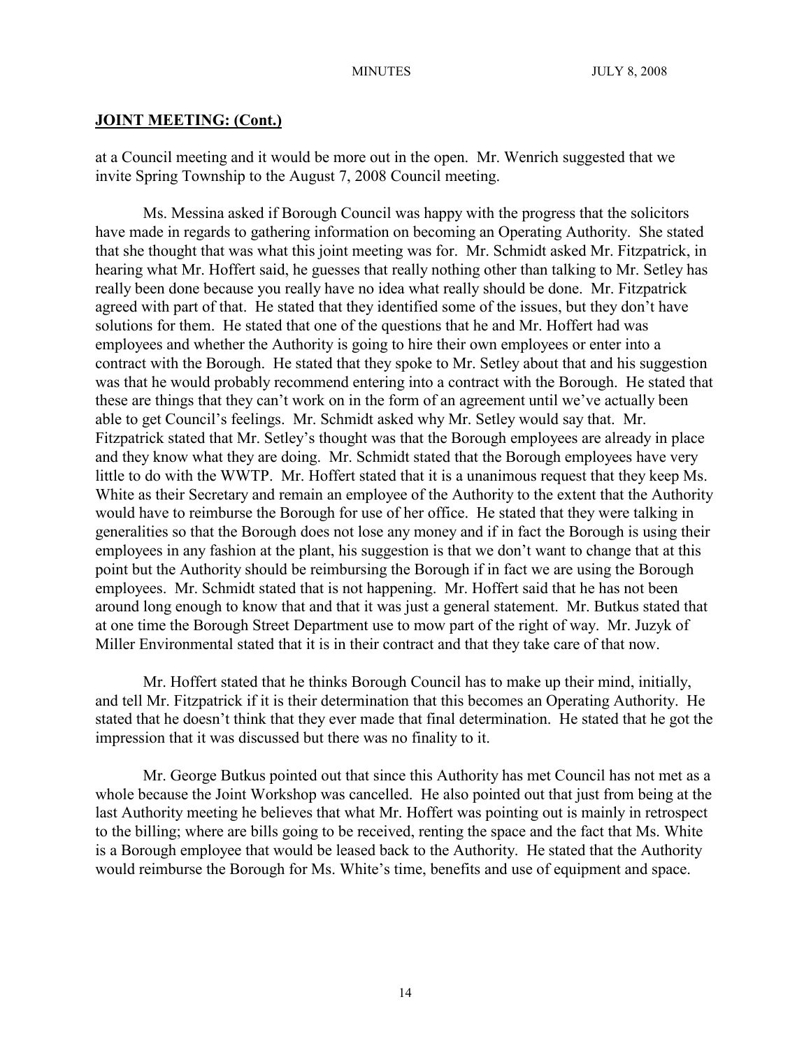## JOINT MEETING: (Cont.)

at a Council meeting and it would be more out in the open. Mr. Wenrich suggested that we invite Spring Township to the August 7, 2008 Council meeting.

Ms. Messina asked if Borough Council was happy with the progress that the solicitors have made in regards to gathering information on becoming an Operating Authority. She stated that she thought that was what this joint meeting was for. Mr. Schmidt asked Mr. Fitzpatrick, in hearing what Mr. Hoffert said, he guesses that really nothing other than talking to Mr. Setley has really been done because you really have no idea what really should be done. Mr. Fitzpatrick agreed with part of that. He stated that they identified some of the issues, but they don't have solutions for them. He stated that one of the questions that he and Mr. Hoffert had was employees and whether the Authority is going to hire their own employees or enter into a contract with the Borough. He stated that they spoke to Mr. Setley about that and his suggestion was that he would probably recommend entering into a contract with the Borough. He stated that these are things that they can't work on in the form of an agreement until we've actually been able to get Council's feelings. Mr. Schmidt asked why Mr. Setley would say that. Mr. Fitzpatrick stated that Mr. Setley's thought was that the Borough employees are already in place and they know what they are doing. Mr. Schmidt stated that the Borough employees have very little to do with the WWTP. Mr. Hoffert stated that it is a unanimous request that they keep Ms. White as their Secretary and remain an employee of the Authority to the extent that the Authority would have to reimburse the Borough for use of her office. He stated that they were talking in generalities so that the Borough does not lose any money and if in fact the Borough is using their employees in any fashion at the plant, his suggestion is that we don't want to change that at this point but the Authority should be reimbursing the Borough if in fact we are using the Borough employees. Mr. Schmidt stated that is not happening. Mr. Hoffert said that he has not been around long enough to know that and that it was just a general statement. Mr. Butkus stated that at one time the Borough Street Department use to mow part of the right of way. Mr. Juzyk of Miller Environmental stated that it is in their contract and that they take care of that now.

Mr. Hoffert stated that he thinks Borough Council has to make up their mind, initially, and tell Mr. Fitzpatrick if it is their determination that this becomes an Operating Authority. He stated that he doesn't think that they ever made that final determination. He stated that he got the impression that it was discussed but there was no finality to it.

Mr. George Butkus pointed out that since this Authority has met Council has not met as a whole because the Joint Workshop was cancelled. He also pointed out that just from being at the last Authority meeting he believes that what Mr. Hoffert was pointing out is mainly in retrospect to the billing; where are bills going to be received, renting the space and the fact that Ms. White is a Borough employee that would be leased back to the Authority. He stated that the Authority would reimburse the Borough for Ms. White's time, benefits and use of equipment and space.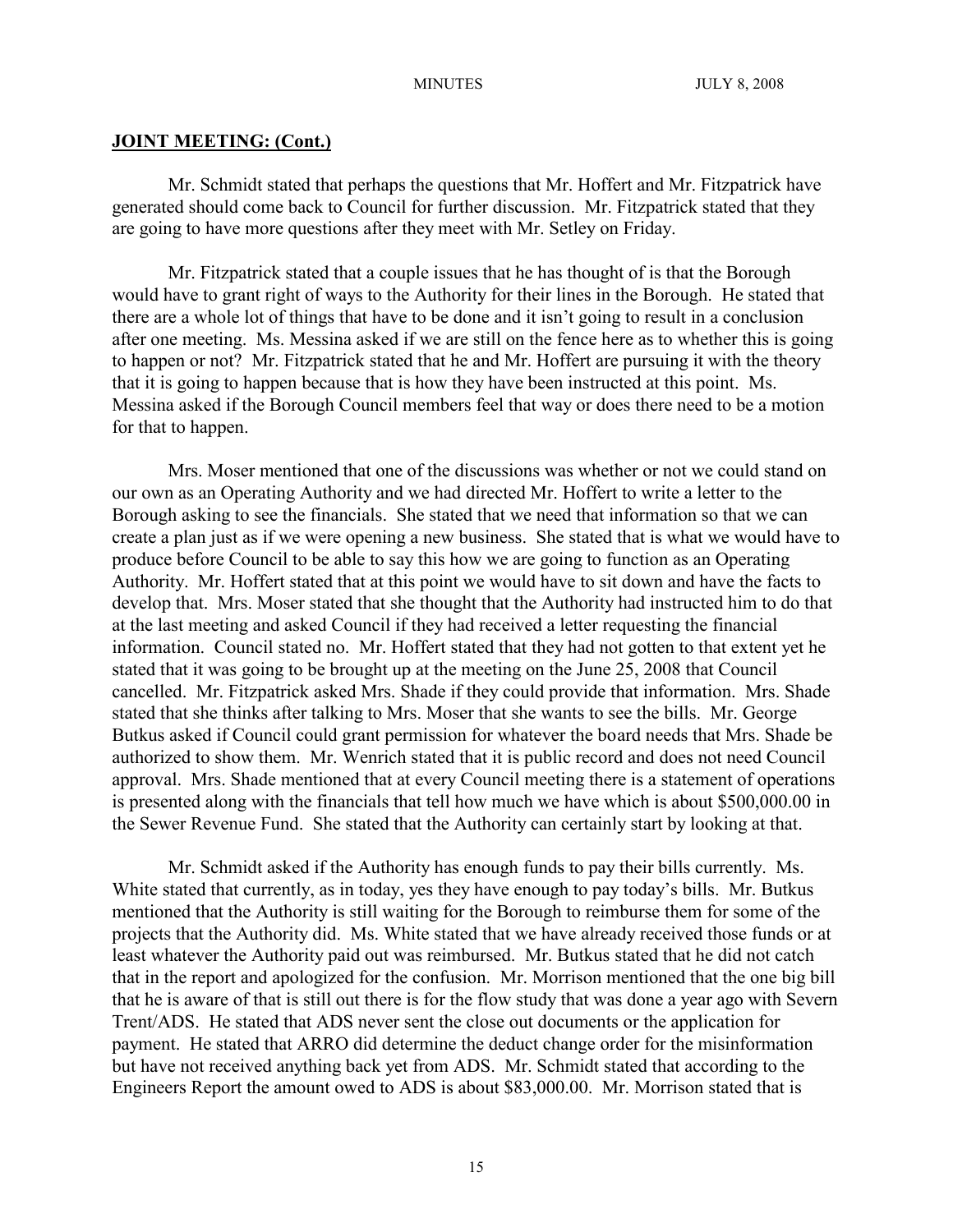## JOINT MEETING: (Cont.)

Mr. Schmidt stated that perhaps the questions that Mr. Hoffert and Mr. Fitzpatrick have generated should come back to Council for further discussion. Mr. Fitzpatrick stated that they are going to have more questions after they meet with Mr. Setley on Friday.

Mr. Fitzpatrick stated that a couple issues that he has thought of is that the Borough would have to grant right of ways to the Authority for their lines in the Borough. He stated that there are a whole lot of things that have to be done and it isn't going to result in a conclusion after one meeting. Ms. Messina asked if we are still on the fence here as to whether this is going to happen or not? Mr. Fitzpatrick stated that he and Mr. Hoffert are pursuing it with the theory that it is going to happen because that is how they have been instructed at this point. Ms. Messina asked if the Borough Council members feel that way or does there need to be a motion for that to happen.

Mrs. Moser mentioned that one of the discussions was whether or not we could stand on our own as an Operating Authority and we had directed Mr. Hoffert to write a letter to the Borough asking to see the financials. She stated that we need that information so that we can create a plan just as if we were opening a new business. She stated that is what we would have to produce before Council to be able to say this how we are going to function as an Operating Authority. Mr. Hoffert stated that at this point we would have to sit down and have the facts to develop that. Mrs. Moser stated that she thought that the Authority had instructed him to do that at the last meeting and asked Council if they had received a letter requesting the financial information. Council stated no. Mr. Hoffert stated that they had not gotten to that extent yet he stated that it was going to be brought up at the meeting on the June 25, 2008 that Council cancelled. Mr. Fitzpatrick asked Mrs. Shade if they could provide that information. Mrs. Shade stated that she thinks after talking to Mrs. Moser that she wants to see the bills. Mr. George Butkus asked if Council could grant permission for whatever the board needs that Mrs. Shade be authorized to show them. Mr. Wenrich stated that it is public record and does not need Council approval. Mrs. Shade mentioned that at every Council meeting there is a statement of operations is presented along with the financials that tell how much we have which is about $500,000.00 in the Sewer Revenue Fund. She stated that the Authority can certainly start by looking at that.

Mr. Schmidt asked if the Authority has enough funds to pay their bills currently. Ms. White stated that currently, as in today, yes they have enough to pay today's bills. Mr. Butkus mentioned that the Authority is still waiting for the Borough to reimburse them for some of the projects that the Authority did. Ms. White stated that we have already received those funds or at least whatever the Authority paid out was reimbursed. Mr. Butkus stated that he did not catch that in the report and apologized for the confusion. Mr. Morrison mentioned that the one big bill that he is aware of that is still out there is for the flow study that was done a year ago with Severn Trent/ADS. He stated that ADS never sent the close out documents or the application for payment. He stated that ARRO did determine the deduct change order for the misinformation but have not received anything back yet from ADS. Mr. Schmidt stated that according to the Engineers Report the amount owed to ADS is about $83,000.00. Mr. Morrison stated that is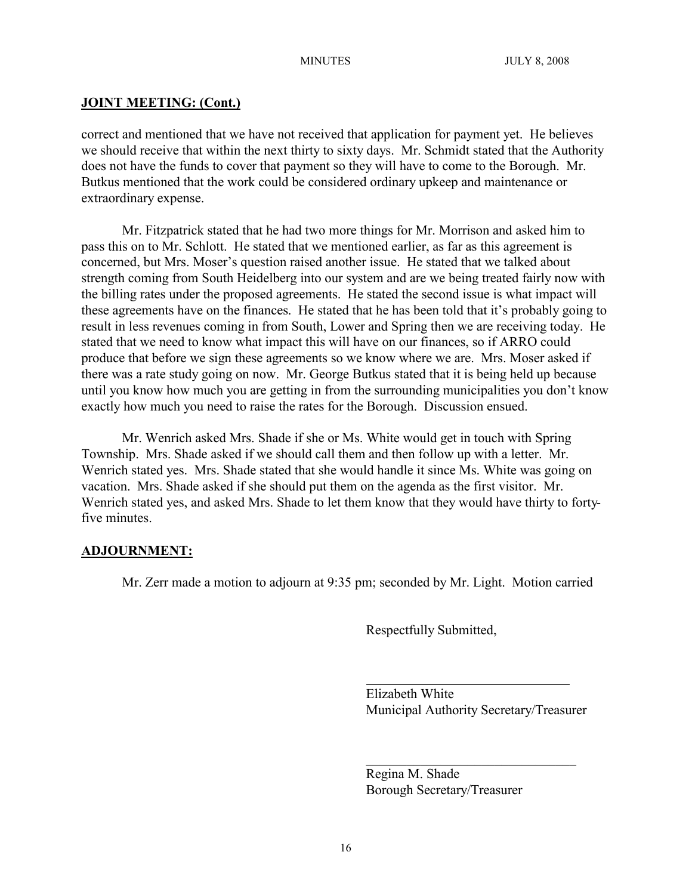## JOINT MEETING: (Cont.)

correct and mentioned that we have not received that application for payment yet. He believes we should receive that within the next thirty to sixty days. Mr. Schmidt stated that the Authority does not have the funds to cover that payment so they will have to come to the Borough. Mr. Butkus mentioned that the work could be considered ordinary upkeep and maintenance or extraordinary expense.

Mr. Fitzpatrick stated that he had two more things for Mr. Morrison and asked him to pass this on to Mr. Schlott. He stated that we mentioned earlier, as far as this agreement is concerned, but Mrs. Moser's question raised another issue. He stated that we talked about strength coming from South Heidelberg into our system and are we being treated fairly now with the billing rates under the proposed agreements. He stated the second issue is what impact will these agreements have on the finances. He stated that he has been told that it's probably going to result in less revenues coming in from South, Lower and Spring then we are receiving today. He stated that we need to know what impact this will have on our finances, so if ARRO could produce that before we sign these agreements so we know where we are. Mrs. Moser asked if there was a rate study going on now. Mr. George Butkus stated that it is being held up because until you know how much you are getting in from the surrounding municipalities you don't know exactly how much you need to raise the rates for the Borough. Discussion ensued.

Mr. Wenrich asked Mrs. Shade if she or Ms. White would get in touch with Spring Township. Mrs. Shade asked if we should call them and then follow up with a letter. Mr. Wenrich stated yes. Mrs. Shade stated that she would handle it since Ms. White was going on vacation. Mrs. Shade asked if she should put them on the agenda as the first visitor. Mr. Wenrich stated yes, and asked Mrs. Shade to let them know that they would have thirty to forty-five minutes.

## ADJOURNMENT:

Mr. Zerr made a motion to adjourn at 9:35 pm; seconded by Mr. Light. Motion carried

Respectfully Submitted,

Elizabeth White
Municipal Authority Secretary/Treasurer

Regina M. Shade
Borough Secretary/Treasurer